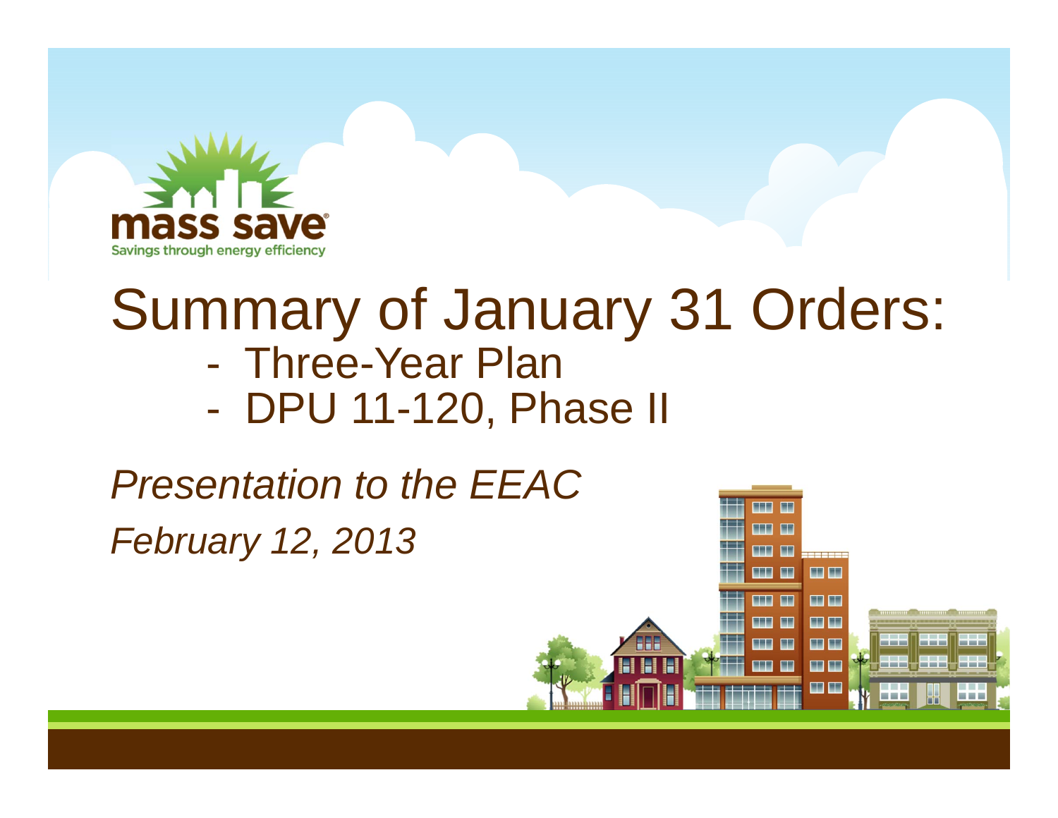mass save
Savings through energy efficiency

# Summary of January 31 Orders:

- Three-Year Plan
- DPU 11-120, Phase II

*Presentation to the EEAC*

*February 12, 2013*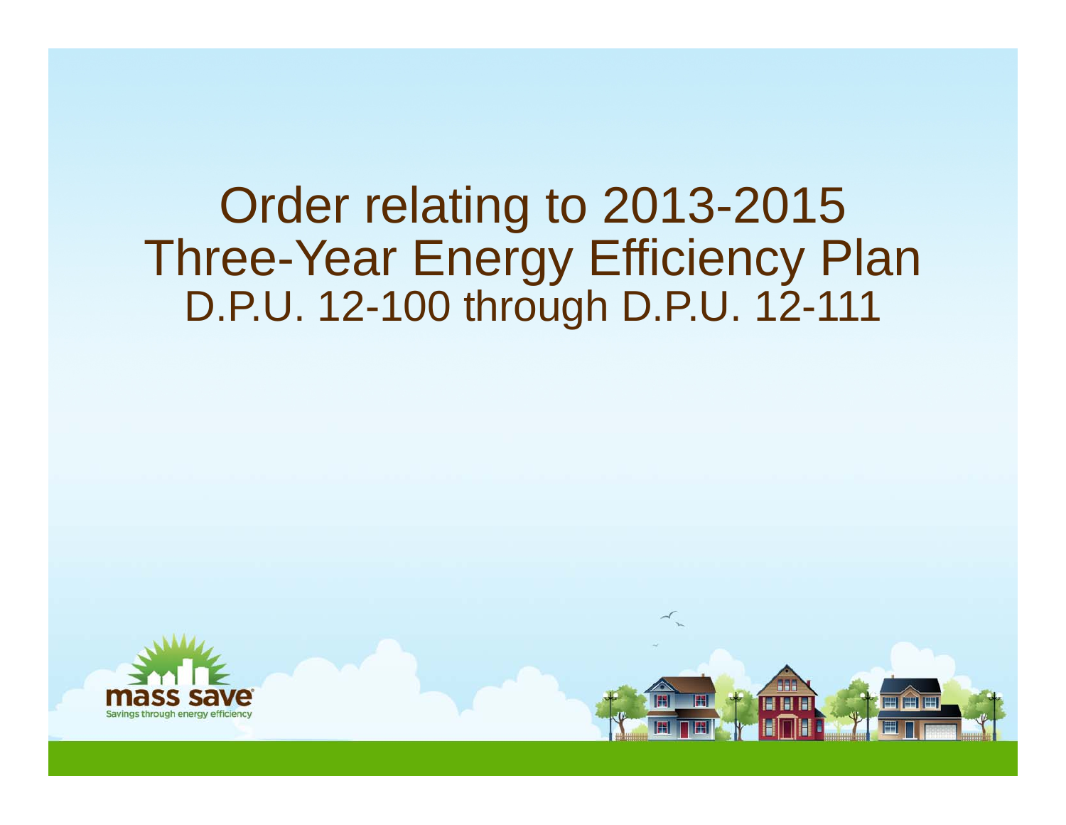# Order relating to 2013-2015 Three-Year Energy Efficiency Plan

## D.P.U. 12-100 through D.P.U. 12-111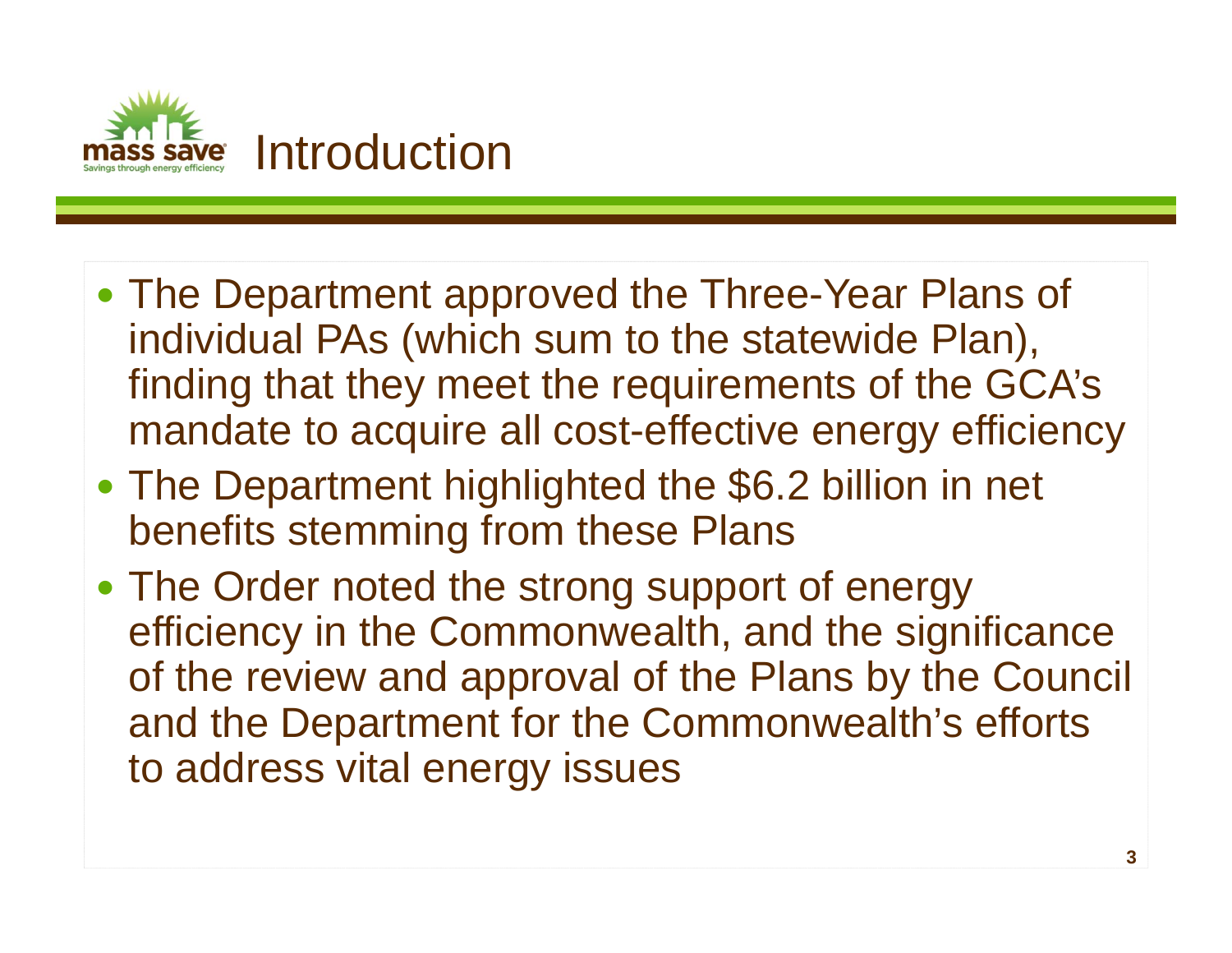# Introduction

- The Department approved the Three-Year Plans of individual PAs (which sum to the statewide Plan), finding that they meet the requirements of the GCA's mandate to acquire all cost-effective energy efficiency
- The Department highlighted the $6.2 billion in net benefits stemming from these Plans
- The Order noted the strong support of energy efficiency in the Commonwealth, and the significance of the review and approval of the Plans by the Council and the Department for the Commonwealth's efforts to address vital energy issues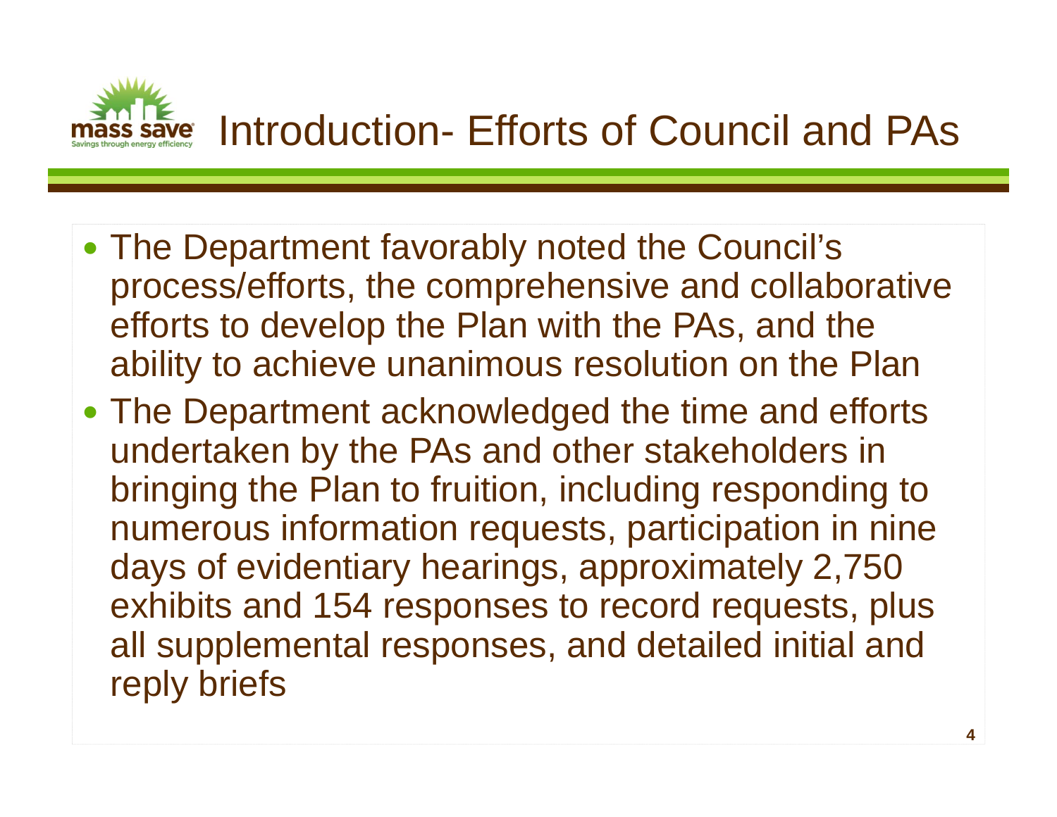# Introduction- Efforts of Council and PAs

- The Department favorably noted the Council's process/efforts, the comprehensive and collaborative efforts to develop the Plan with the PAs, and the ability to achieve unanimous resolution on the Plan
- The Department acknowledged the time and efforts undertaken by the PAs and other stakeholders in bringing the Plan to fruition, including responding to numerous information requests, participation in nine days of evidentiary hearings, approximately 2,750 exhibits and 154 responses to record requests, plus all supplemental responses, and detailed initial and reply briefs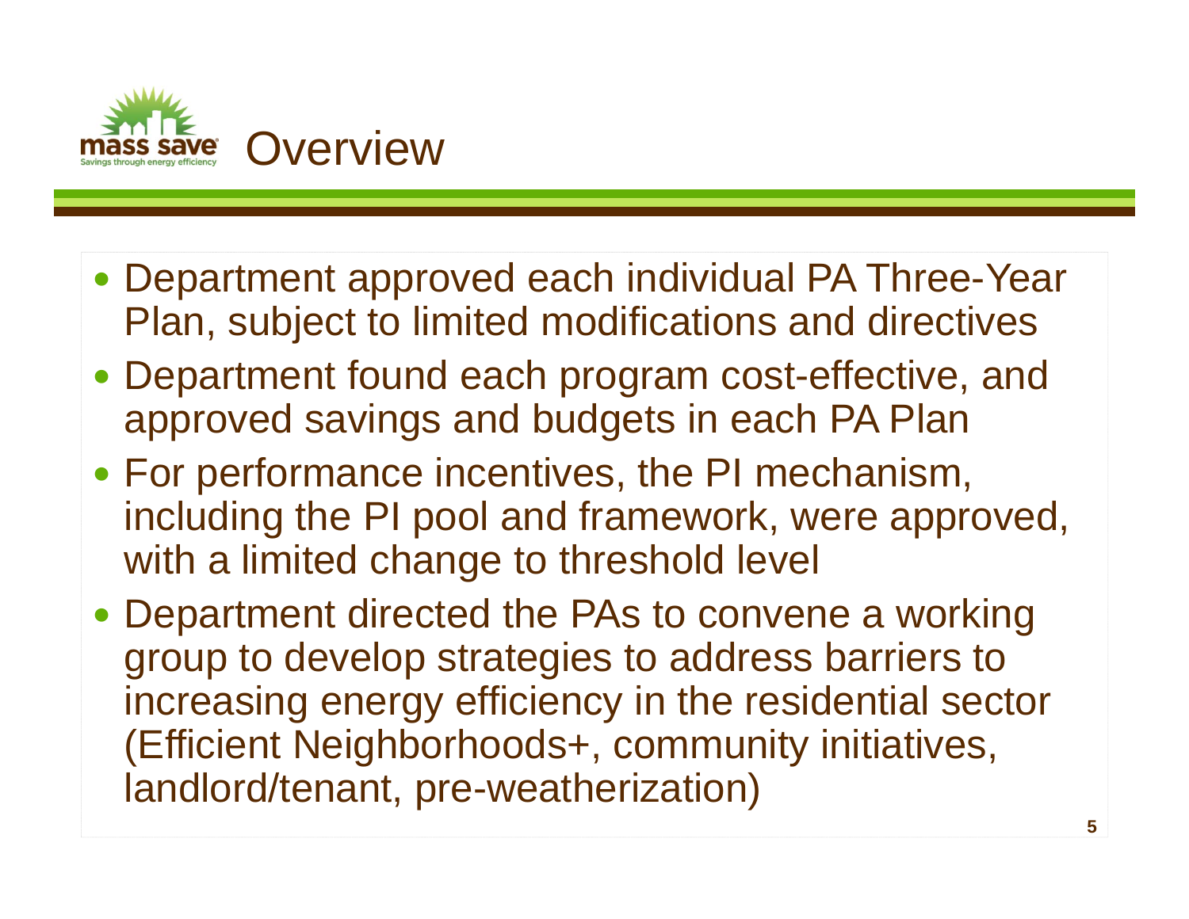# Overview

- Department approved each individual PA Three-Year Plan, subject to limited modifications and directives
- Department found each program cost-effective, and approved savings and budgets in each PA Plan
- For performance incentives, the PI mechanism, including the PI pool and framework, were approved, with a limited change to threshold level
- Department directed the PAs to convene a working group to develop strategies to address barriers to increasing energy efficiency in the residential sector (Efficient Neighborhoods+, community initiatives, landlord/tenant, pre-weatherization)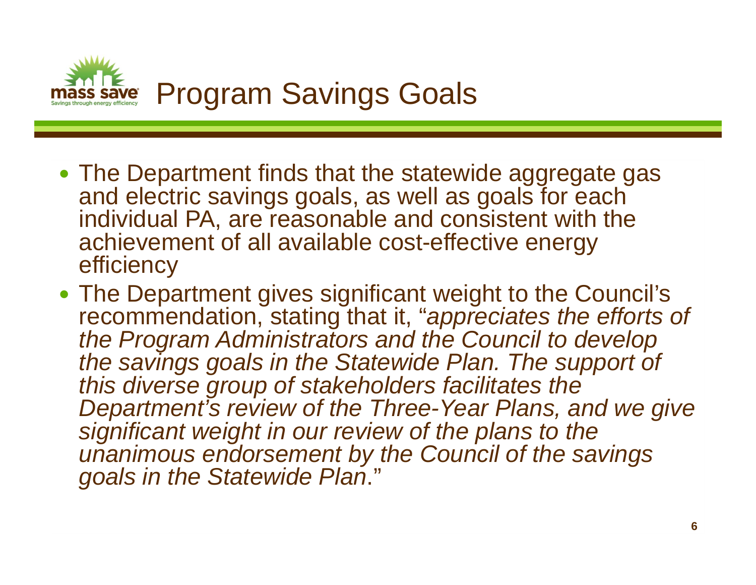# Program Savings Goals

- The Department finds that the statewide aggregate gas and electric savings goals, as well as goals for each individual PA, are reasonable and consistent with the achievement of all available cost-effective energy efficiency
- The Department gives significant weight to the Council's recommendation, stating that it, "*appreciates the efforts of the Program Administrators and the Council to develop the savings goals in the Statewide Plan. The support of this diverse group of stakeholders facilitates the Department's review of the Three-Year Plans, and we give significant weight in our review of the plans to the unanimous endorsement by the Council of the savings goals in the Statewide Plan*."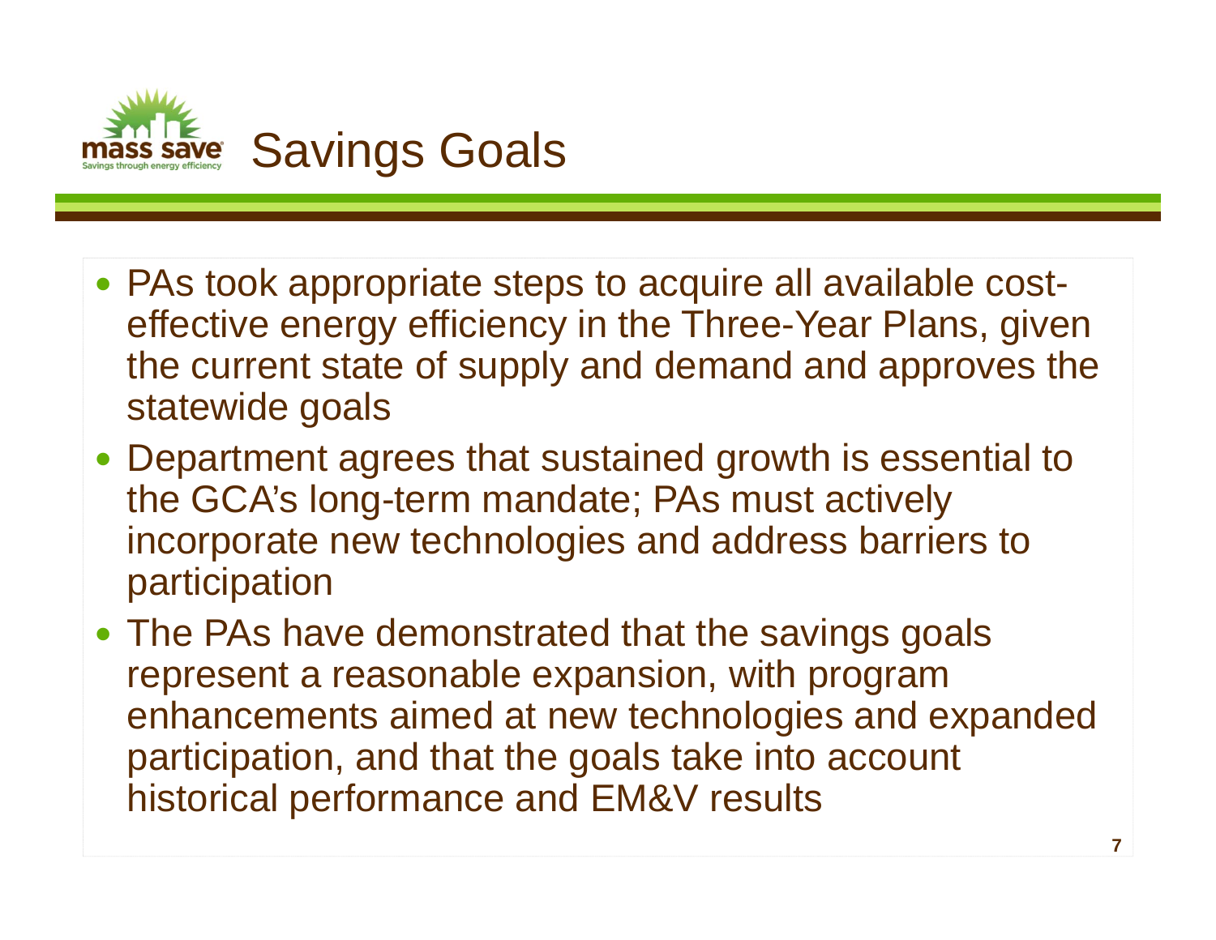# Savings Goals

- PAs took appropriate steps to acquire all available cost-effective energy efficiency in the Three-Year Plans, given the current state of supply and demand and approves the statewide goals
- Department agrees that sustained growth is essential to the GCA's long-term mandate; PAs must actively incorporate new technologies and address barriers to participation
- The PAs have demonstrated that the savings goals represent a reasonable expansion, with program enhancements aimed at new technologies and expanded participation, and that the goals take into account historical performance and EM&V results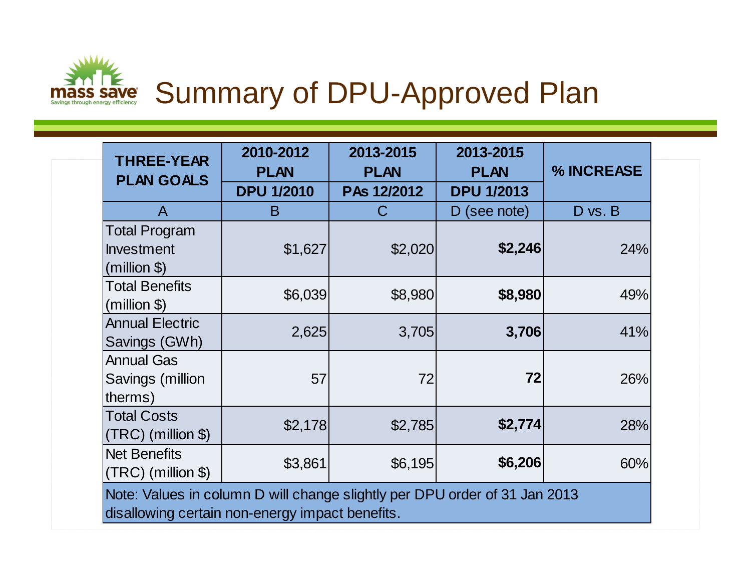# Summary of DPU-Approved Plan

| THREE-YEAR PLAN GOALS | 2010-2012 PLAN | 2013-2015 PLAN | 2013-2015 PLAN | % INCREASE |
|---|---|---|---|---|
| | DPU 1/2010 | PAs 12/2012 | DPU 1/2013 | |
| A | B | C | D (see note) | D vs. B |
| Total Program Investment (million $) | $1,627 | $2,020 | **$2,246** | 24% |
| Total Benefits (million $) | $6,039 | $8,980 | **$8,980** | 49% |
| Annual Electric Savings (GWh) | 2,625 | 3,705 | **3,706** | 41% |
| Annual Gas Savings (million therms) | 57 | 72 | **72** | 26% |
| Total Costs (TRC) (million $) | $2,178 | $2,785 | **$2,774** | 28% |
| Net Benefits (TRC) (million $) | $3,861 | $6,195 | **$6,206** | 60% |

Note: Values in column D will change slightly per DPU order of 31 Jan 2013 disallowing certain non-energy impact benefits.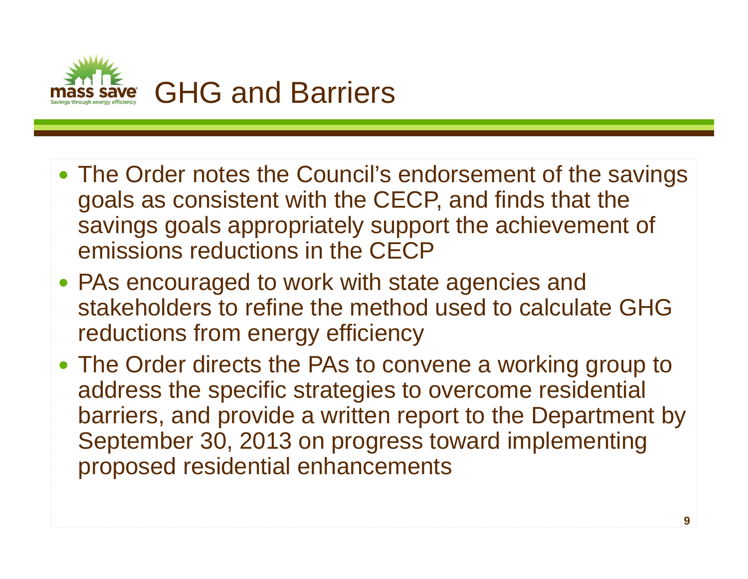# GHG and Barriers

- The Order notes the Council's endorsement of the savings goals as consistent with the CECP, and finds that the savings goals appropriately support the achievement of emissions reductions in the CECP
- PAs encouraged to work with state agencies and stakeholders to refine the method used to calculate GHG reductions from energy efficiency
- The Order directs the PAs to convene a working group to address the specific strategies to overcome residential barriers, and provide a written report to the Department by September 30, 2013 on progress toward implementing proposed residential enhancements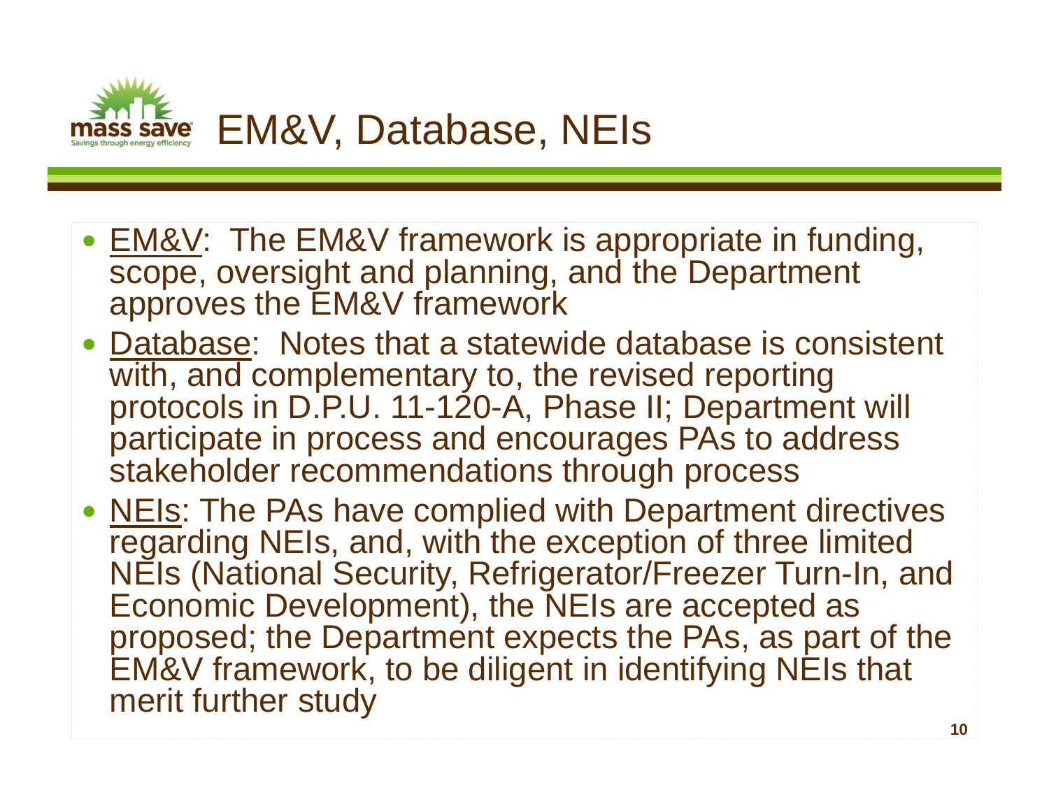# EM&V, Database, NEIs

- EM&V: The EM&V framework is appropriate in funding, scope, oversight and planning, and the Department approves the EM&V framework
- Database: Notes that a statewide database is consistent with, and complementary to, the revised reporting protocols in D.P.U. 11-120-A, Phase II; Department will participate in process and encourages PAs to address stakeholder recommendations through process
- NEIs: The PAs have complied with Department directives regarding NEIs, and, with the exception of three limited NEIs (National Security, Refrigerator/Freezer Turn-In, and Economic Development), the NEIs are accepted as proposed; the Department expects the PAs, as part of the EM&V framework, to be diligent in identifying NEIs that merit further study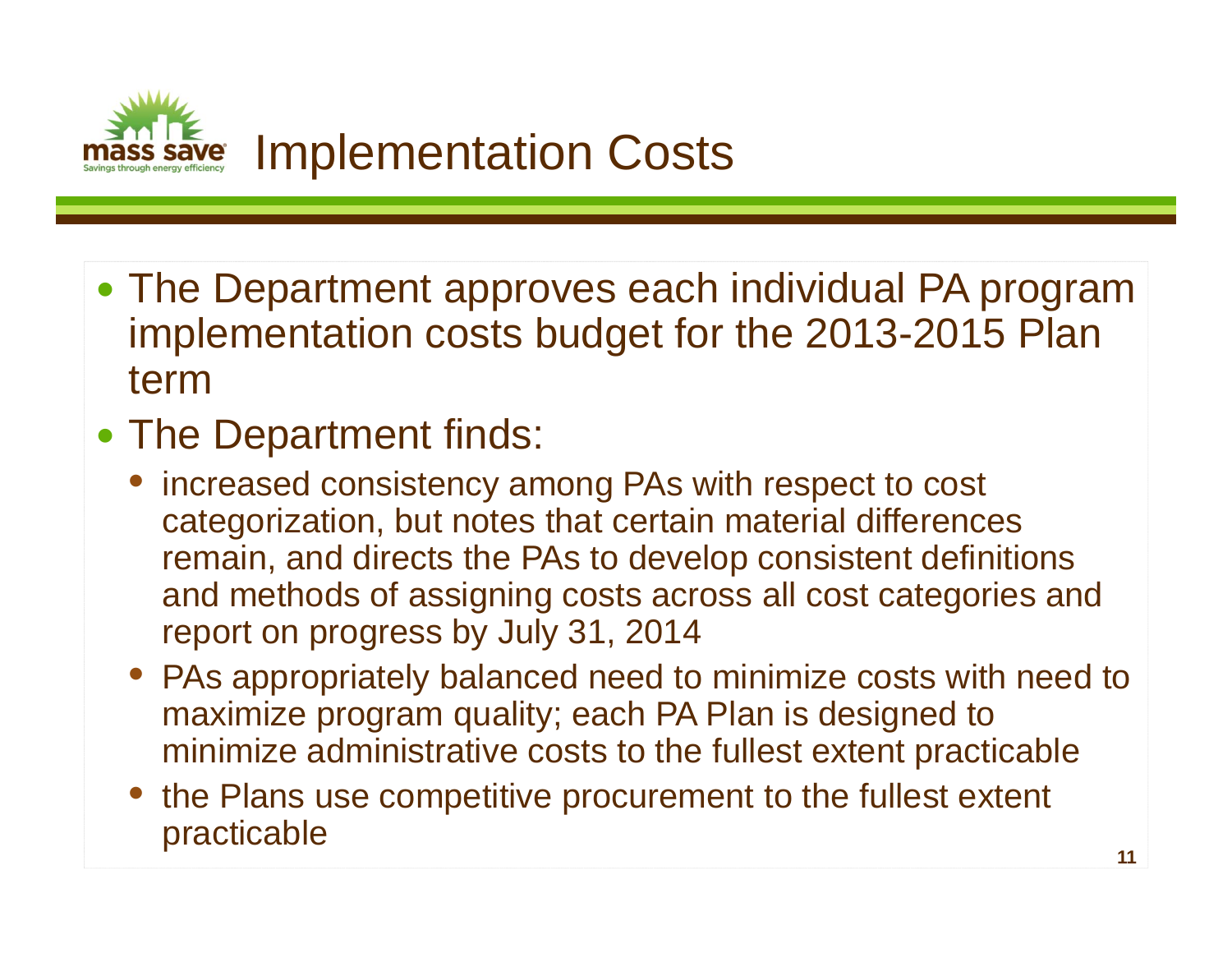# Implementation Costs

- The Department approves each individual PA program implementation costs budget for the 2013-2015 Plan term
- The Department finds:
  - increased consistency among PAs with respect to cost categorization, but notes that certain material differences remain, and directs the PAs to develop consistent definitions and methods of assigning costs across all cost categories and report on progress by July 31, 2014
  - PAs appropriately balanced need to minimize costs with need to maximize program quality; each PA Plan is designed to minimize administrative costs to the fullest extent practicable
  - the Plans use competitive procurement to the fullest extent practicable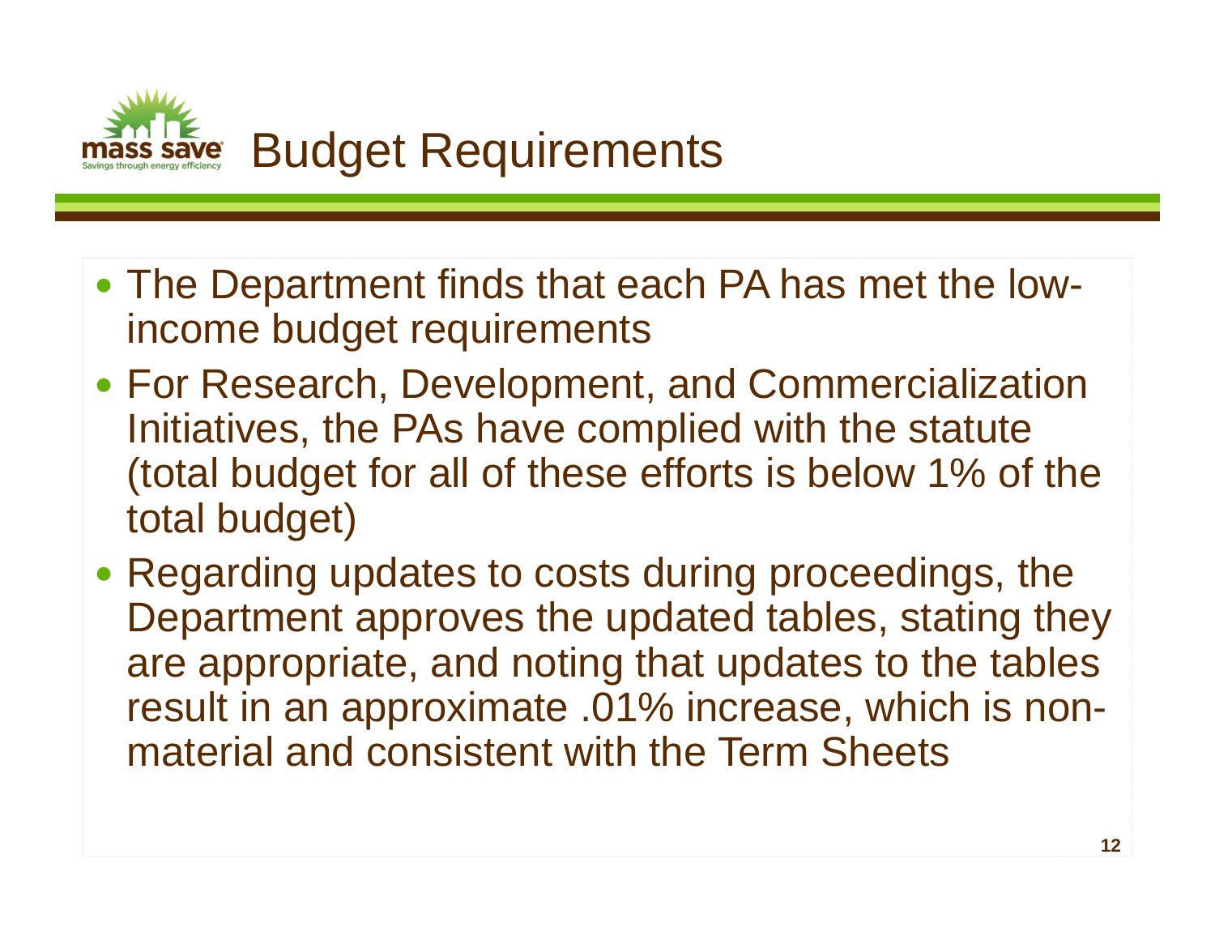# Budget Requirements

- The Department finds that each PA has met the low-income budget requirements
- For Research, Development, and Commercialization Initiatives, the PAs have complied with the statute (total budget for all of these efforts is below 1% of the total budget)
- Regarding updates to costs during proceedings, the Department approves the updated tables, stating they are appropriate, and noting that updates to the tables result in an approximate .01% increase, which is non-material and consistent with the Term Sheets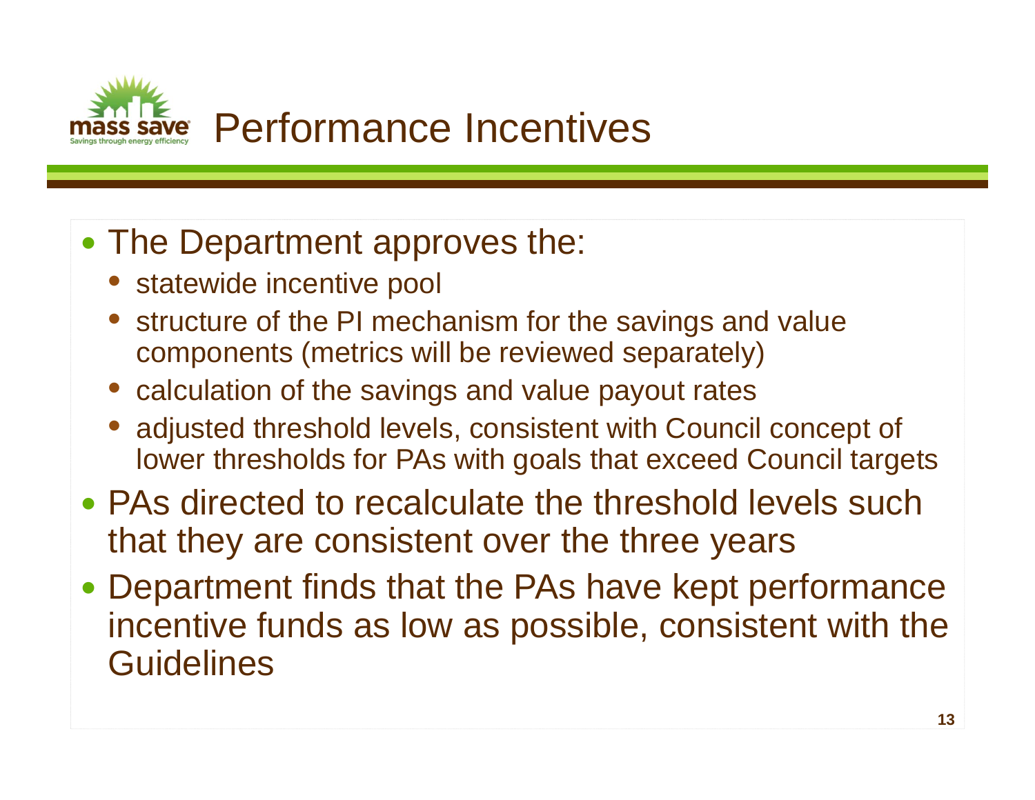# Performance Incentives

- The Department approves the:
  - statewide incentive pool
  - structure of the PI mechanism for the savings and value components (metrics will be reviewed separately)
  - calculation of the savings and value payout rates
  - adjusted threshold levels, consistent with Council concept of lower thresholds for PAs with goals that exceed Council targets
- PAs directed to recalculate the threshold levels such that they are consistent over the three years
- Department finds that the PAs have kept performance incentive funds as low as possible, consistent with the Guidelines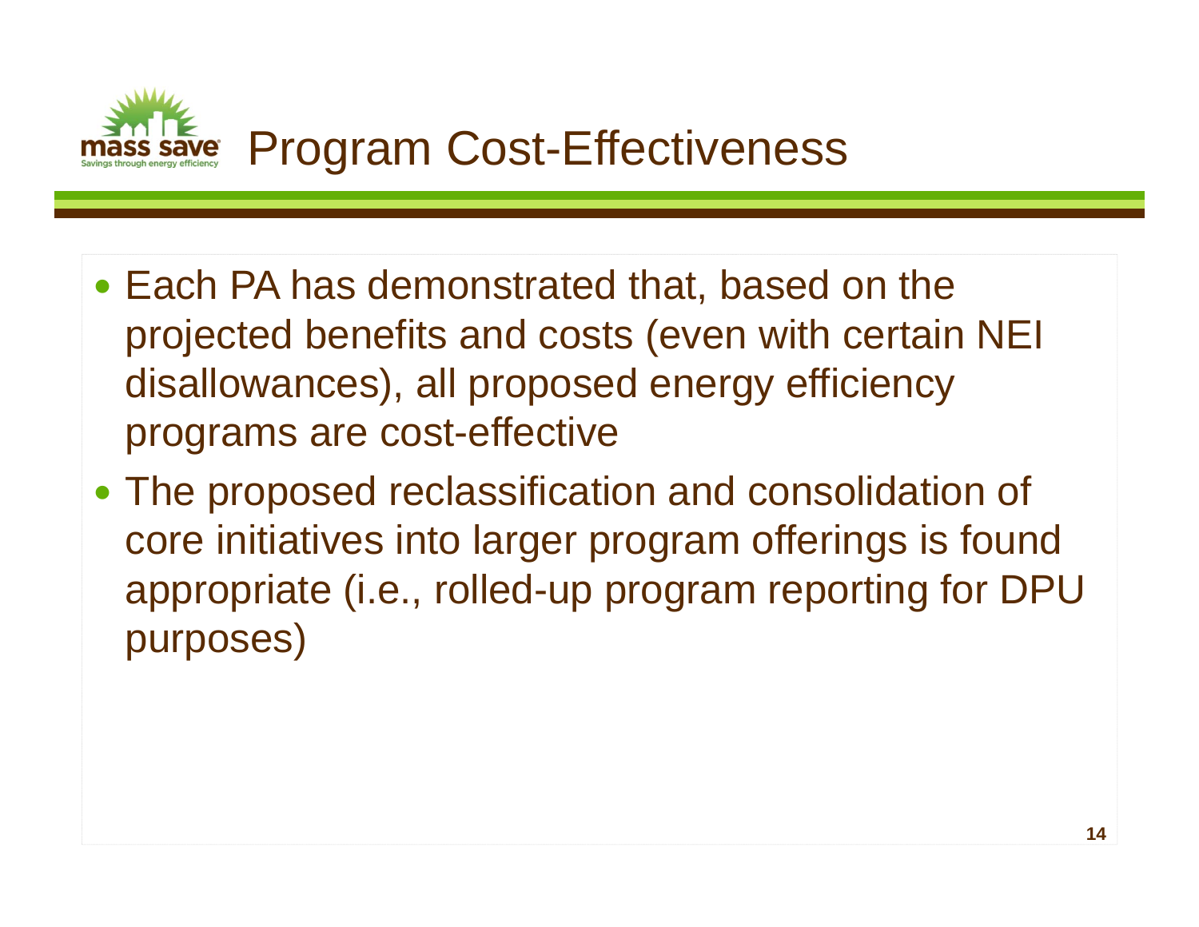# Program Cost-Effectiveness

- Each PA has demonstrated that, based on the projected benefits and costs (even with certain NEI disallowances), all proposed energy efficiency programs are cost-effective
- The proposed reclassification and consolidation of core initiatives into larger program offerings is found appropriate (i.e., rolled-up program reporting for DPU purposes)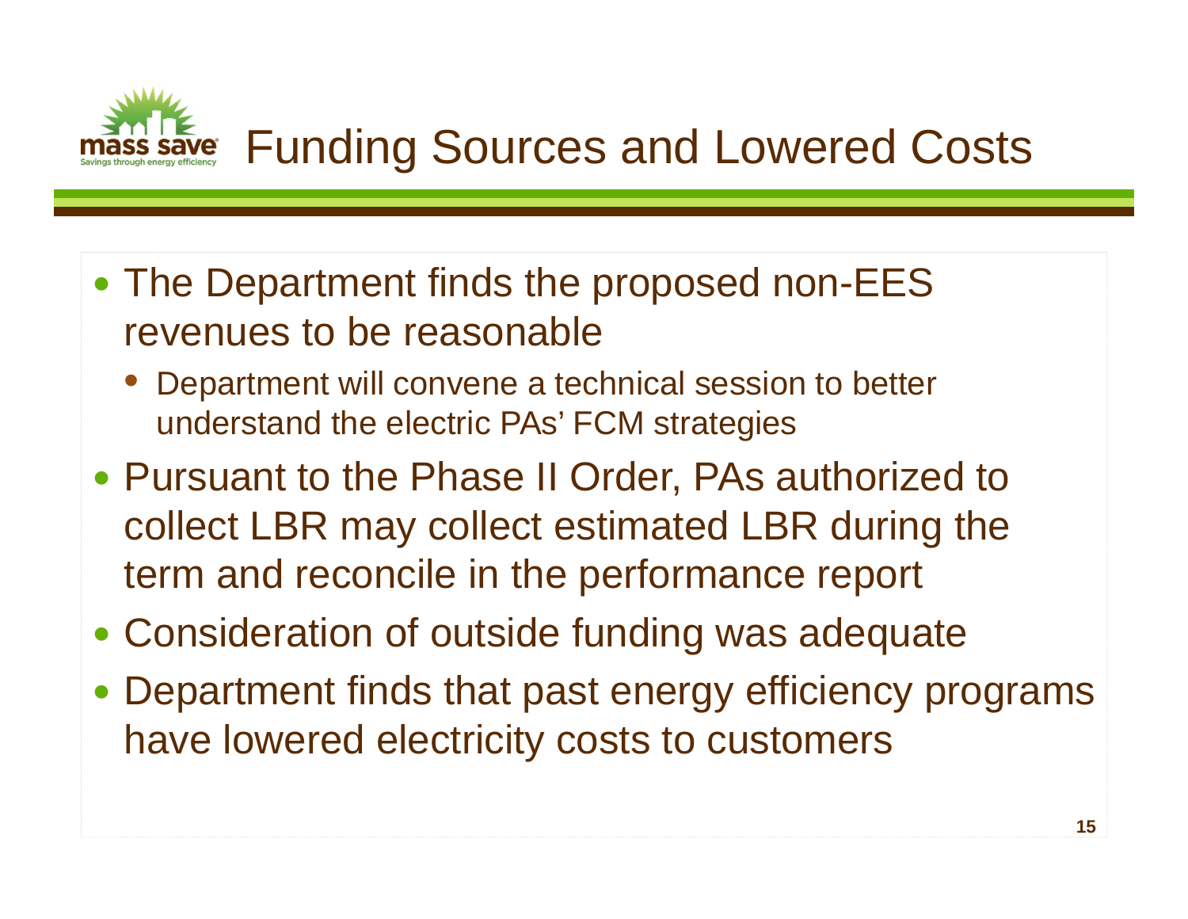# Funding Sources and Lowered Costs

- The Department finds the proposed non-EES revenues to be reasonable
  - Department will convene a technical session to better understand the electric PAs' FCM strategies
- Pursuant to the Phase II Order, PAs authorized to collect LBR may collect estimated LBR during the term and reconcile in the performance report
- Consideration of outside funding was adequate
- Department finds that past energy efficiency programs have lowered electricity costs to customers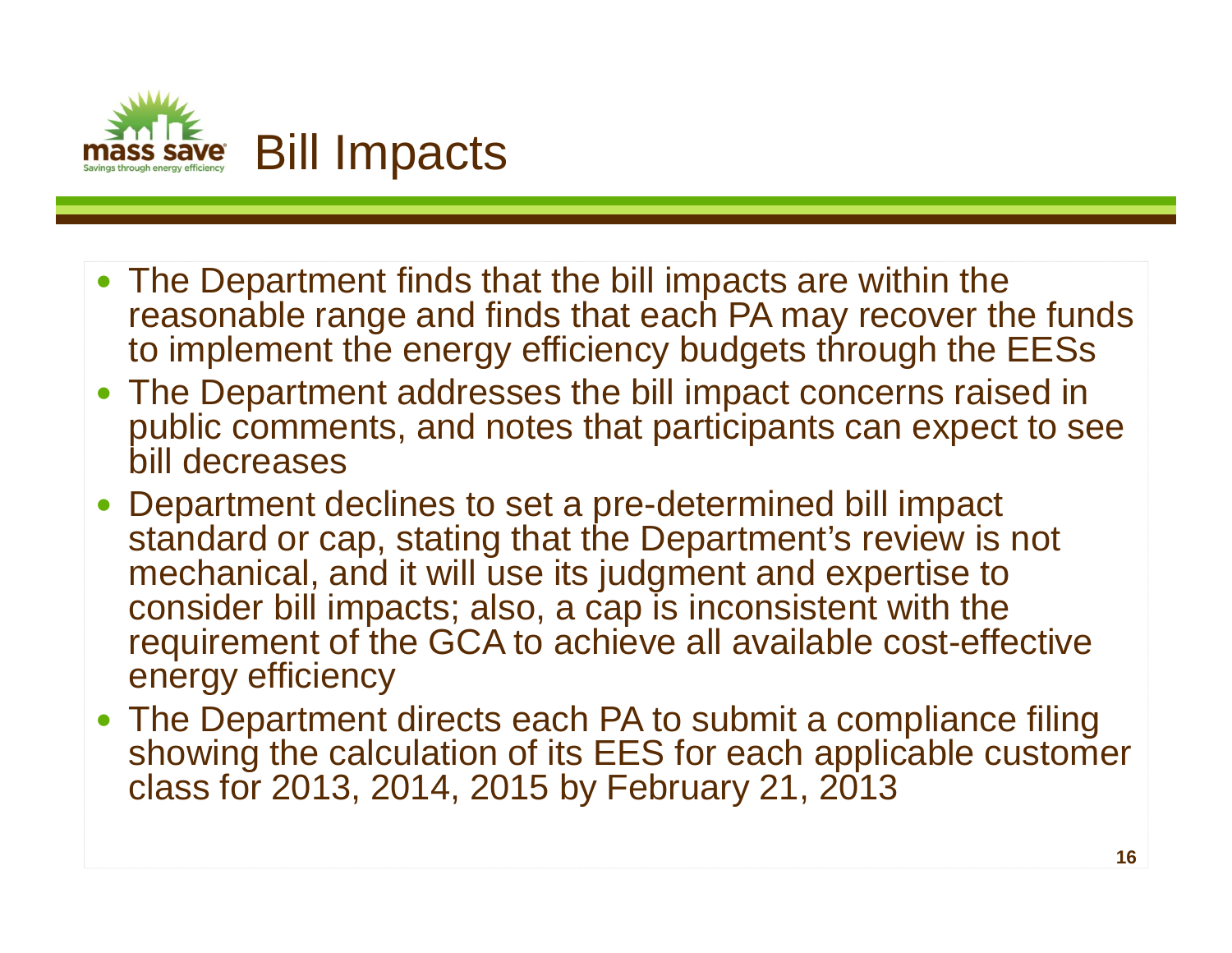# Bill Impacts

- The Department finds that the bill impacts are within the reasonable range and finds that each PA may recover the funds to implement the energy efficiency budgets through the EESs
- The Department addresses the bill impact concerns raised in public comments, and notes that participants can expect to see bill decreases
- Department declines to set a pre-determined bill impact standard or cap, stating that the Department's review is not mechanical, and it will use its judgment and expertise to consider bill impacts; also, a cap is inconsistent with the requirement of the GCA to achieve all available cost-effective energy efficiency
- The Department directs each PA to submit a compliance filing showing the calculation of its EES for each applicable customer class for 2013, 2014, 2015 by February 21, 2013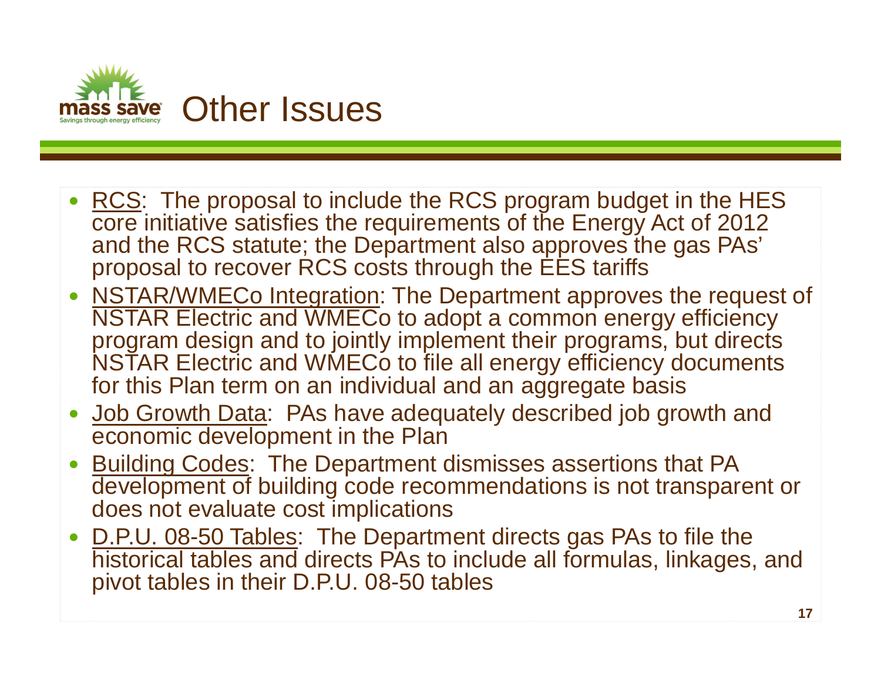# Other Issues

- <u>RCS</u>: The proposal to include the RCS program budget in the HES core initiative satisfies the requirements of the Energy Act of 2012 and the RCS statute; the Department also approves the gas PAs' proposal to recover RCS costs through the EES tariffs
- <u>NSTAR/WMECo Integration</u>: The Department approves the request of NSTAR Electric and WMECo to adopt a common energy efficiency program design and to jointly implement their programs, but directs NSTAR Electric and WMECo to file all energy efficiency documents for this Plan term on an individual and an aggregate basis
- <u>Job Growth Data</u>: PAs have adequately described job growth and economic development in the Plan
- <u>Building Codes</u>: The Department dismisses assertions that PA development of building code recommendations is not transparent or does not evaluate cost implications
- <u>D.P.U. 08-50 Tables</u>: The Department directs gas PAs to file the historical tables and directs PAs to include all formulas, linkages, and pivot tables in their D.P.U. 08-50 tables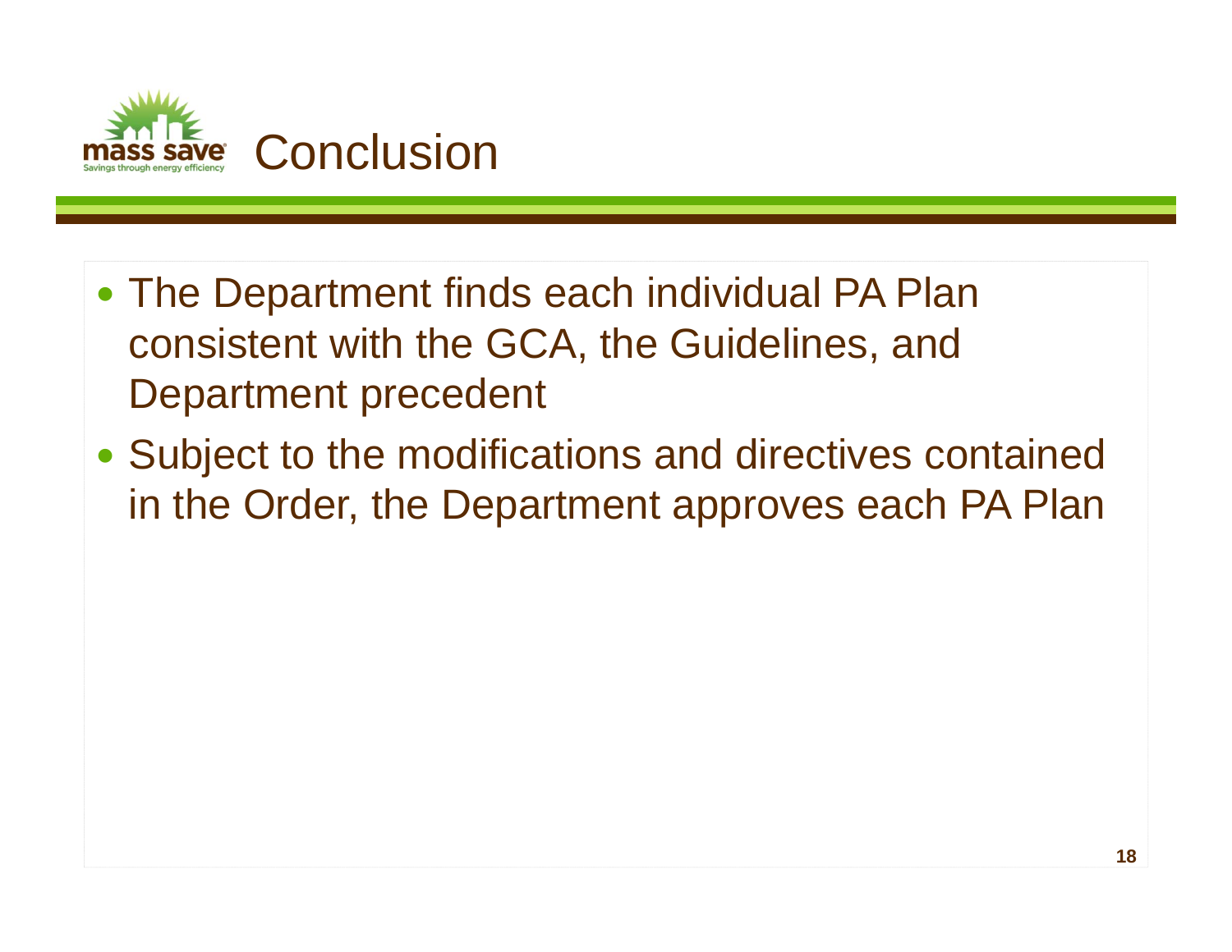# Conclusion

- The Department finds each individual PA Plan consistent with the GCA, the Guidelines, and Department precedent
- Subject to the modifications and directives contained in the Order, the Department approves each PA Plan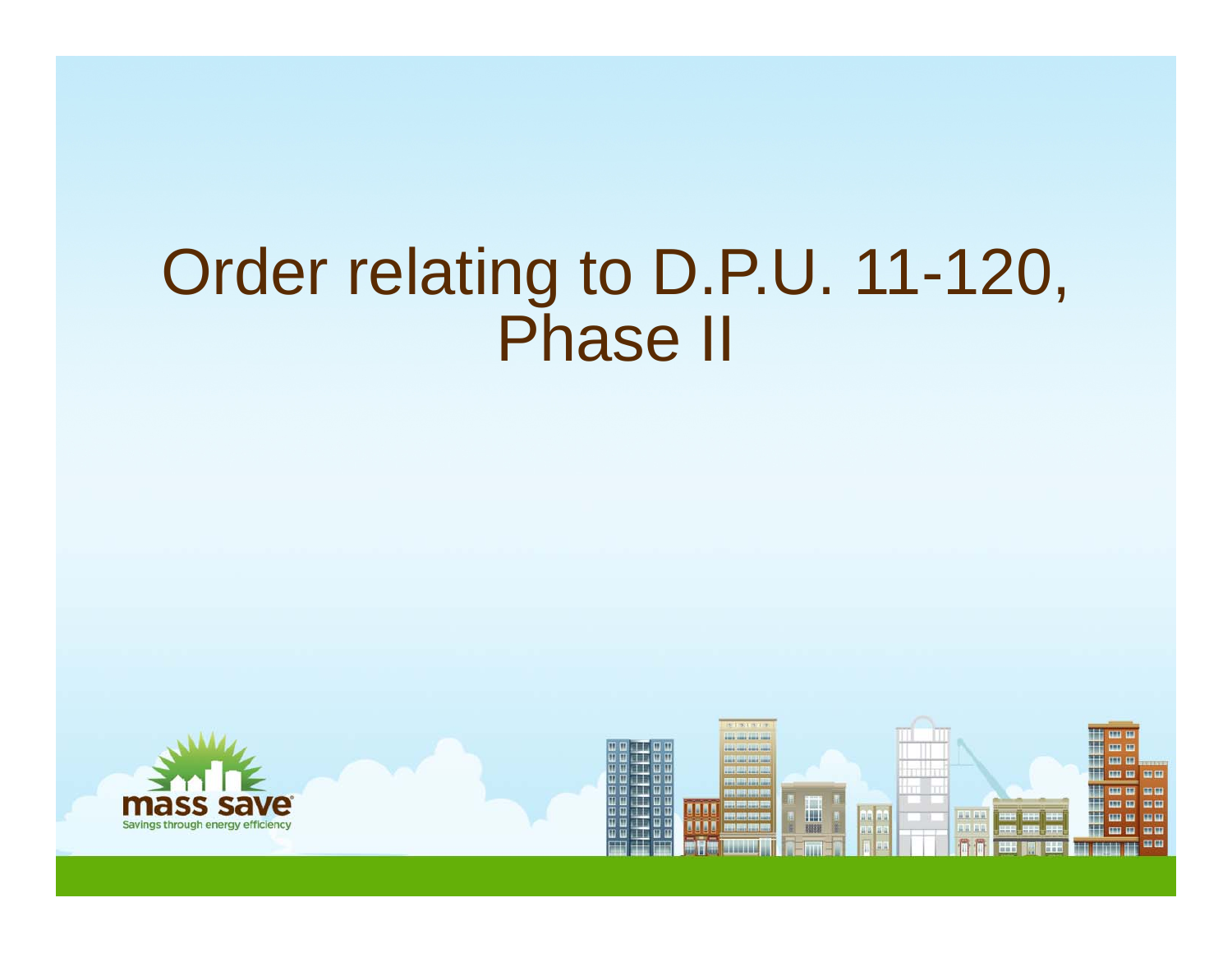# Order relating to D.P.U. 11-120, Phase II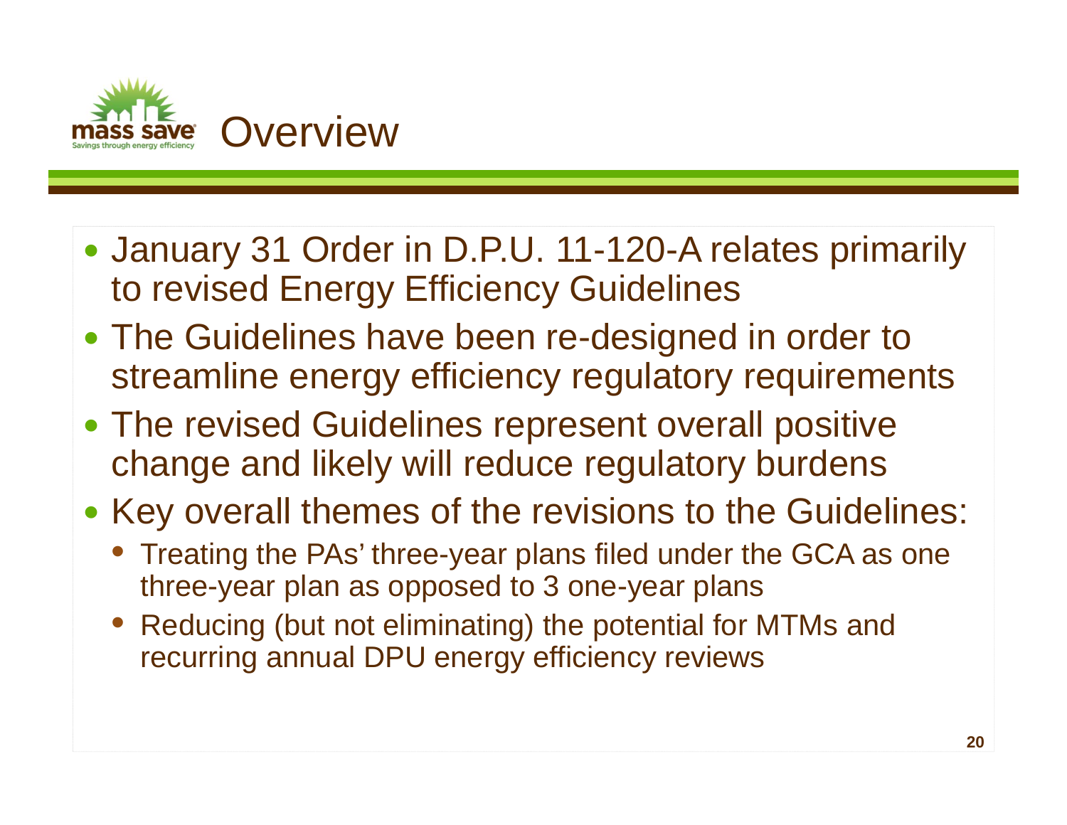# Overview

- January 31 Order in D.P.U. 11-120-A relates primarily to revised Energy Efficiency Guidelines
- The Guidelines have been re-designed in order to streamline energy efficiency regulatory requirements
- The revised Guidelines represent overall positive change and likely will reduce regulatory burdens
- Key overall themes of the revisions to the Guidelines:
  - Treating the PAs' three-year plans filed under the GCA as one three-year plan as opposed to 3 one-year plans
  - Reducing (but not eliminating) the potential for MTMs and recurring annual DPU energy efficiency reviews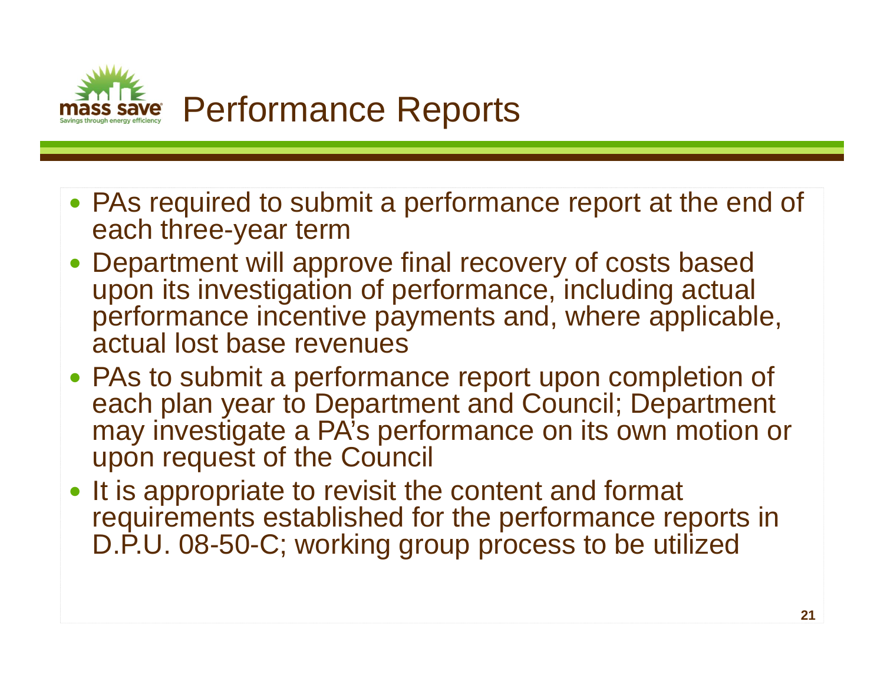# Performance Reports

- PAs required to submit a performance report at the end of each three-year term
- Department will approve final recovery of costs based upon its investigation of performance, including actual performance incentive payments and, where applicable, actual lost base revenues
- PAs to submit a performance report upon completion of each plan year to Department and Council; Department may investigate a PA's performance on its own motion or upon request of the Council
- It is appropriate to revisit the content and format requirements established for the performance reports in D.P.U. 08-50-C; working group process to be utilized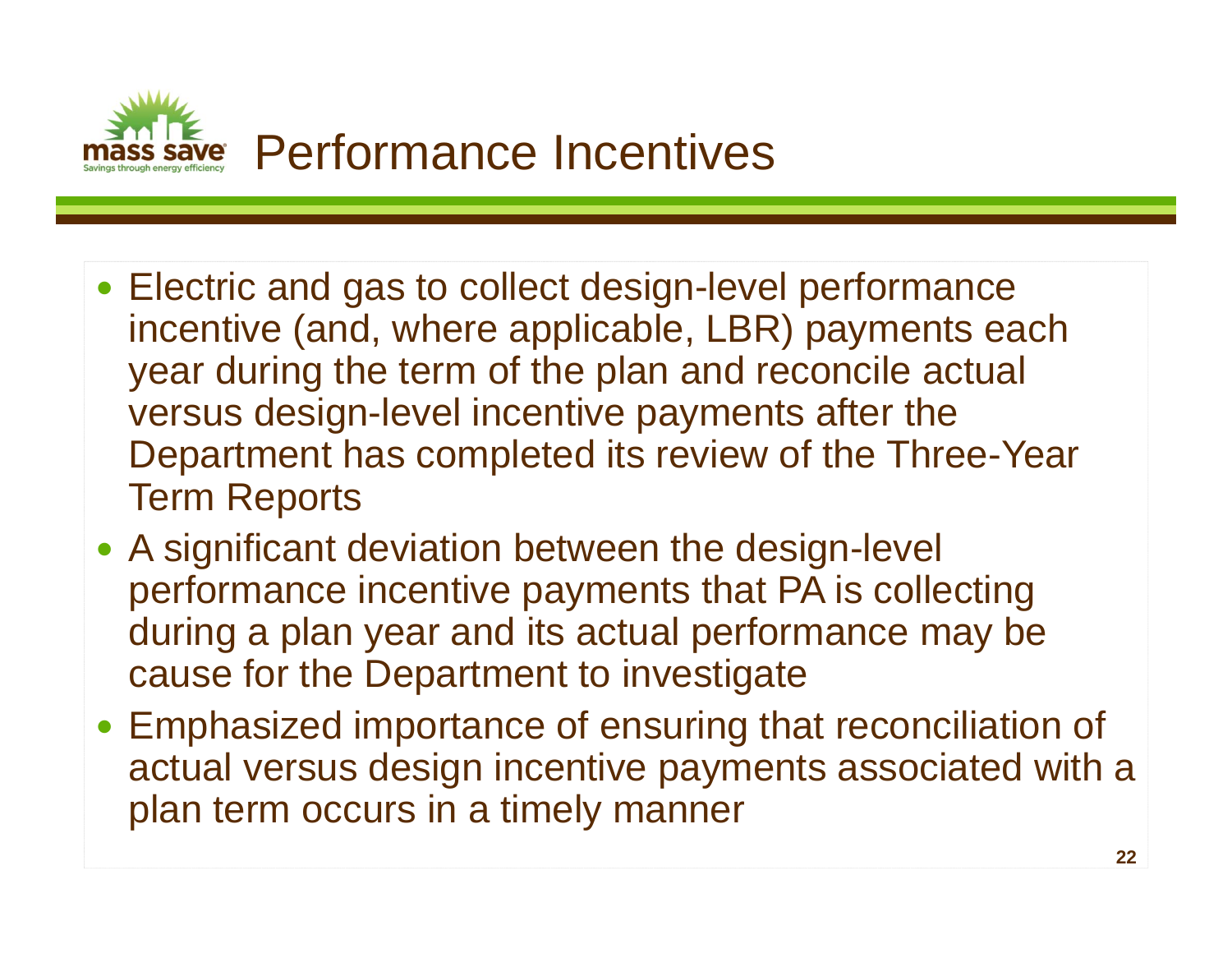# Performance Incentives

- Electric and gas to collect design-level performance incentive (and, where applicable, LBR) payments each year during the term of the plan and reconcile actual versus design-level incentive payments after the Department has completed its review of the Three-Year Term Reports
- A significant deviation between the design-level performance incentive payments that PA is collecting during a plan year and its actual performance may be cause for the Department to investigate
- Emphasized importance of ensuring that reconciliation of actual versus design incentive payments associated with a plan term occurs in a timely manner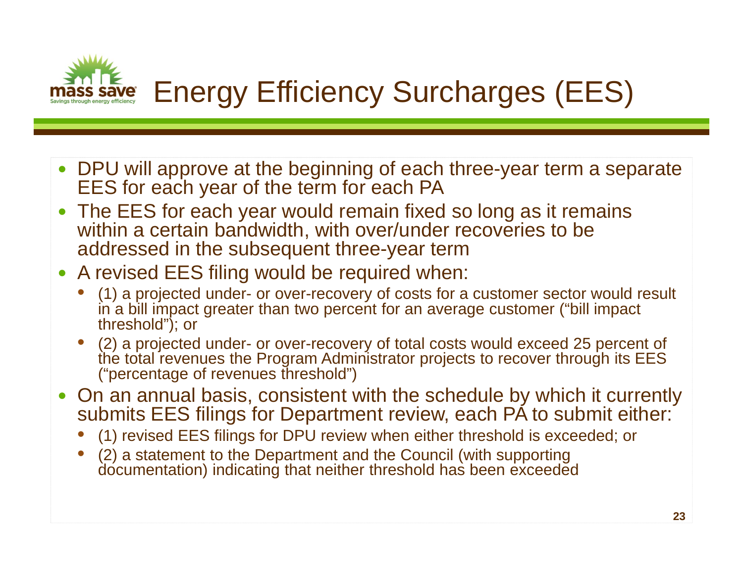# Energy Efficiency Surcharges (EES)

- DPU will approve at the beginning of each three-year term a separate EES for each year of the term for each PA
- The EES for each year would remain fixed so long as it remains within a certain bandwidth, with over/under recoveries to be addressed in the subsequent three-year term
- A revised EES filing would be required when:
  - (1) a projected under- or over-recovery of costs for a customer sector would result in a bill impact greater than two percent for an average customer ("bill impact threshold"); or
  - (2) a projected under- or over-recovery of total costs would exceed 25 percent of the total revenues the Program Administrator projects to recover through its EES ("percentage of revenues threshold")
- On an annual basis, consistent with the schedule by which it currently submits EES filings for Department review, each PA to submit either:
  - (1) revised EES filings for DPU review when either threshold is exceeded; or
  - (2) a statement to the Department and the Council (with supporting documentation) indicating that neither threshold has been exceeded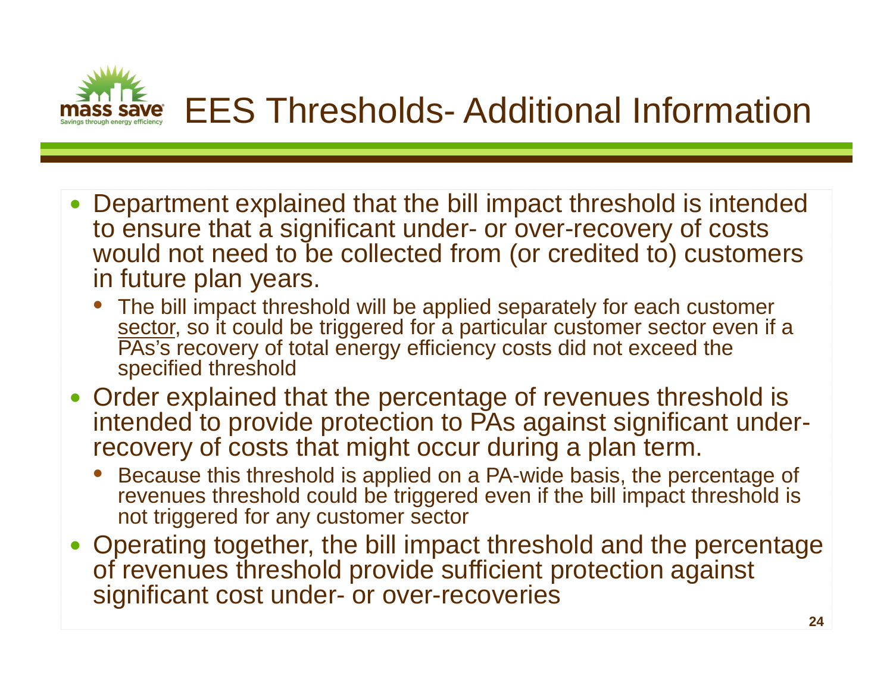# EES Thresholds- Additional Information

- Department explained that the bill impact threshold is intended to ensure that a significant under- or over-recovery of costs would not need to be collected from (or credited to) customers in future plan years.
  - The bill impact threshold will be applied separately for each customer <u>sector</u>, so it could be triggered for a particular customer sector even if a PAs's recovery of total energy efficiency costs did not exceed the specified threshold
- Order explained that the percentage of revenues threshold is intended to provide protection to PAs against significant under-recovery of costs that might occur during a plan term.
  - Because this threshold is applied on a PA-wide basis, the percentage of revenues threshold could be triggered even if the bill impact threshold is not triggered for any customer sector
- Operating together, the bill impact threshold and the percentage of revenues threshold provide sufficient protection against significant cost under- or over-recoveries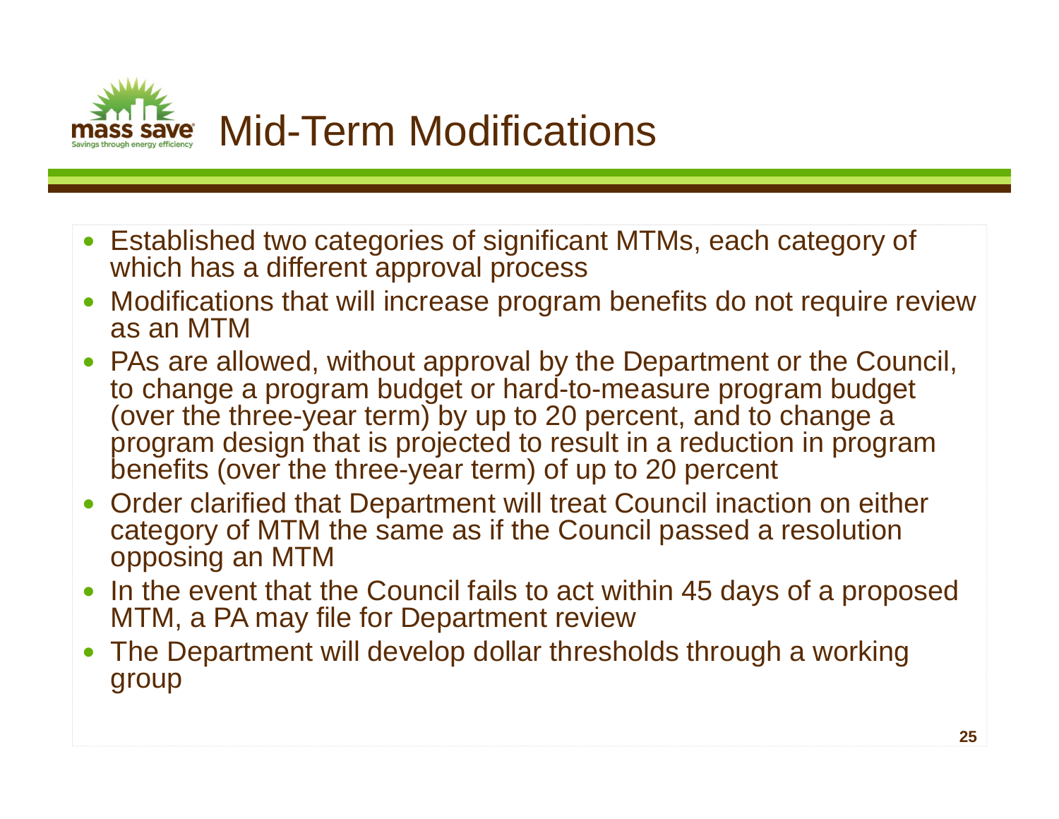# Mid-Term Modifications

- Established two categories of significant MTMs, each category of which has a different approval process
- Modifications that will increase program benefits do not require review as an MTM
- PAs are allowed, without approval by the Department or the Council, to change a program budget or hard-to-measure program budget (over the three-year term) by up to 20 percent, and to change a program design that is projected to result in a reduction in program benefits (over the three-year term) of up to 20 percent
- Order clarified that Department will treat Council inaction on either category of MTM the same as if the Council passed a resolution opposing an MTM
- In the event that the Council fails to act within 45 days of a proposed MTM, a PA may file for Department review
- The Department will develop dollar thresholds through a working group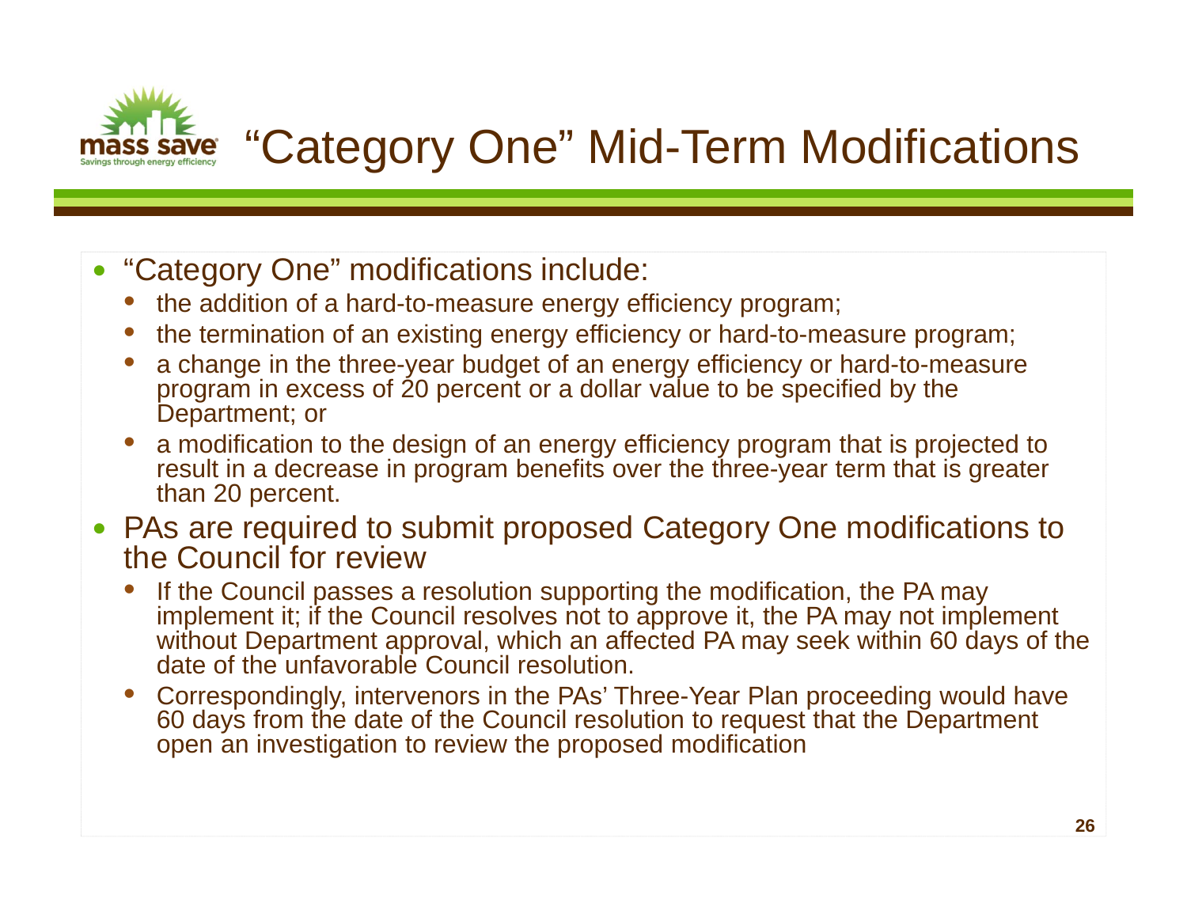# "Category One" Mid-Term Modifications

- "Category One" modifications include:
  - the addition of a hard-to-measure energy efficiency program;
  - the termination of an existing energy efficiency or hard-to-measure program;
  - a change in the three-year budget of an energy efficiency or hard-to-measure program in excess of 20 percent or a dollar value to be specified by the Department; or
  - a modification to the design of an energy efficiency program that is projected to result in a decrease in program benefits over the three-year term that is greater than 20 percent.
- PAs are required to submit proposed Category One modifications to the Council for review
  - If the Council passes a resolution supporting the modification, the PA may implement it; if the Council resolves not to approve it, the PA may not implement without Department approval, which an affected PA may seek within 60 days of the date of the unfavorable Council resolution.
  - Correspondingly, intervenors in the PAs' Three-Year Plan proceeding would have 60 days from the date of the Council resolution to request that the Department open an investigation to review the proposed modification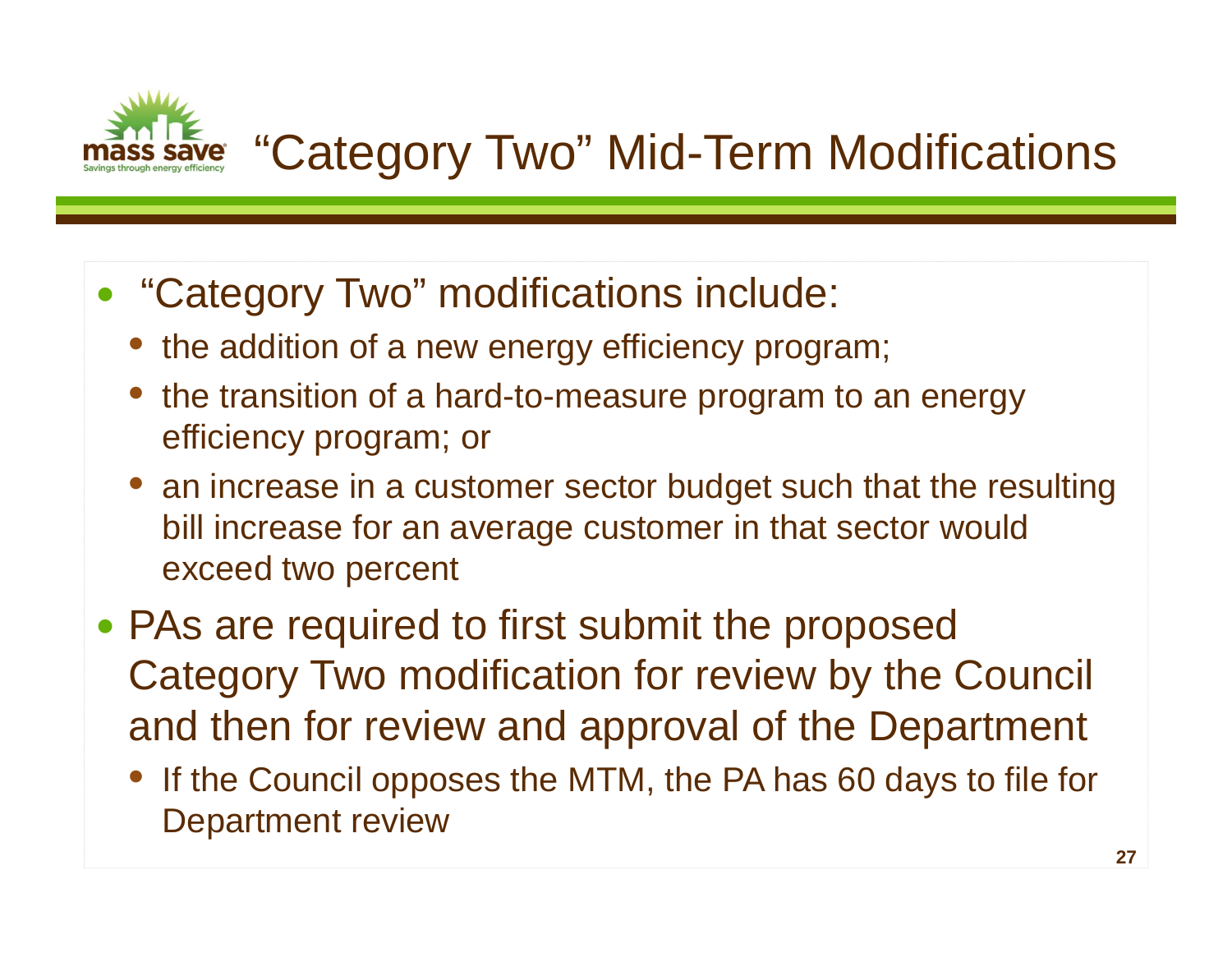# "Category Two" Mid-Term Modifications

- "Category Two" modifications include:
  - the addition of a new energy efficiency program;
  - the transition of a hard-to-measure program to an energy efficiency program; or
  - an increase in a customer sector budget such that the resulting bill increase for an average customer in that sector would exceed two percent
- PAs are required to first submit the proposed Category Two modification for review by the Council and then for review and approval of the Department
  - If the Council opposes the MTM, the PA has 60 days to file for Department review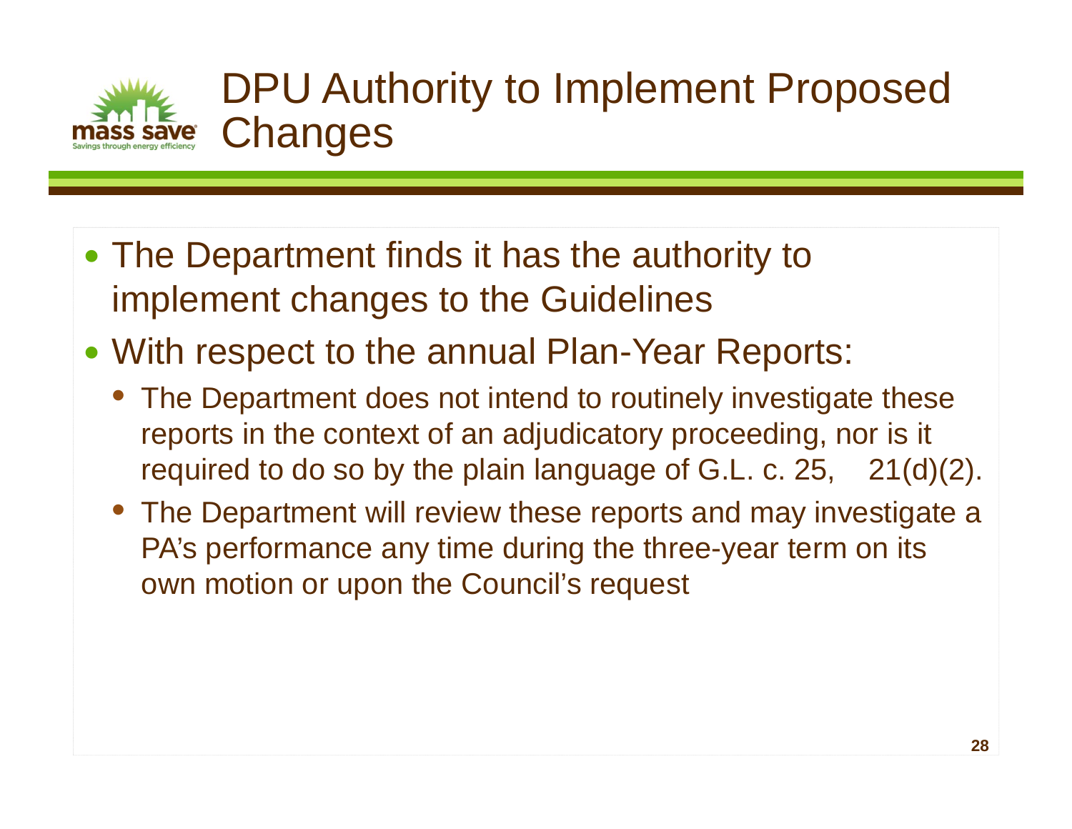# DPU Authority to Implement Proposed Changes

- The Department finds it has the authority to implement changes to the Guidelines
- With respect to the annual Plan-Year Reports:
  - The Department does not intend to routinely investigate these reports in the context of an adjudicatory proceeding, nor is it required to do so by the plain language of G.L. c. 25,    21(d)(2).
  - The Department will review these reports and may investigate a PA's performance any time during the three-year term on its own motion or upon the Council's request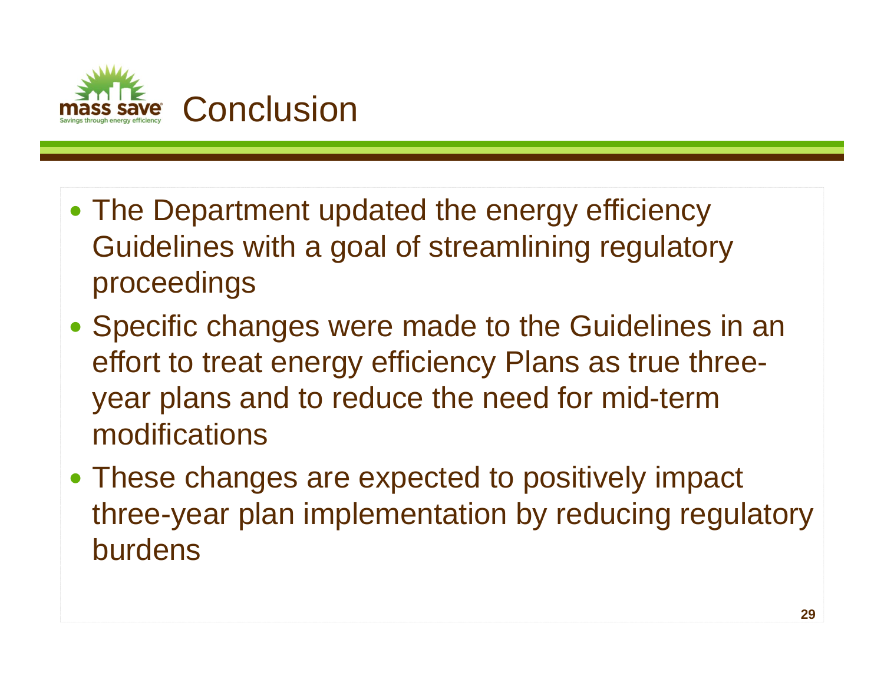# Conclusion

- The Department updated the energy efficiency Guidelines with a goal of streamlining regulatory proceedings
- Specific changes were made to the Guidelines in an effort to treat energy efficiency Plans as true three-year plans and to reduce the need for mid-term modifications
- These changes are expected to positively impact three-year plan implementation by reducing regulatory burdens